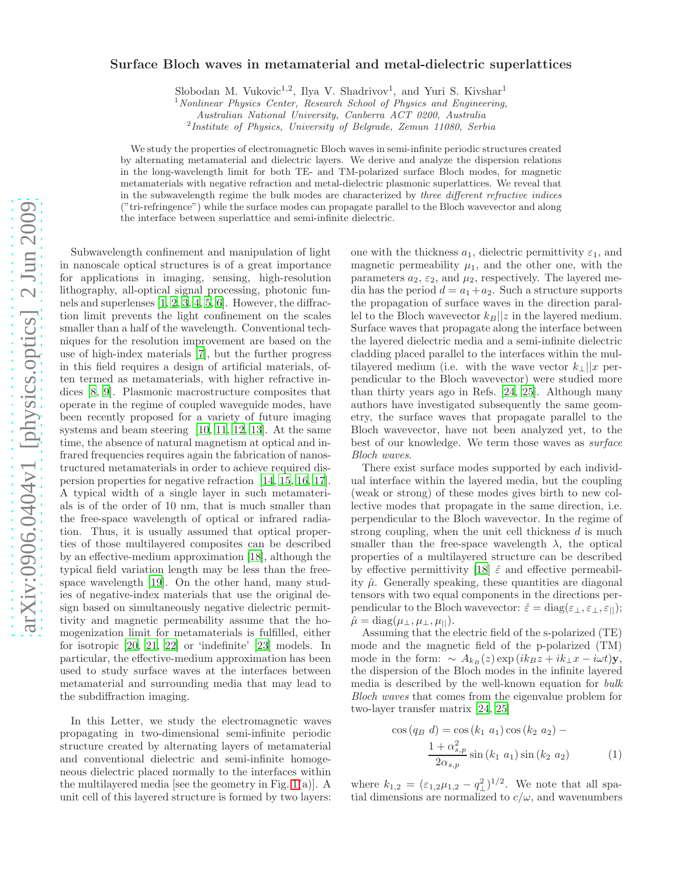# Surface Bloch waves in metamaterial and metal-dielectric superlattices

Slobodan M. Vukovic[1,2], Ilya V. Shadrivov[1], and Yuri S. Kivshar[1]

[1] *Nonlinear Physics Center, Research School of Physics and Engineering, Australian National University, Canberra ACT 0200, Australia*

[2] *Institute of Physics, University of Belgrade, Zemun 11080, Serbia*

We study the properties of electromagnetic Bloch waves in semi-infinite periodic structures created by alternating metamaterial and dielectric layers. We derive and analyze the dispersion relations in the long-wavelength limit for both TE- and TM-polarized surface Bloch modes, for magnetic metamaterials with negative refraction and metal-dielectric plasmonic superlattices. We reveal that in the subwavelength regime the bulk modes are characterized by *three different refractive indices* ("tri-refringence") while the surface modes can propagate parallel to the Bloch wavevector and along the interface between superlattice and semi-infinite dielectric.

Subwavelength confinement and manipulation of light in nanoscale optical structures is of a great importance for applications in imaging, sensing, high-resolution lithography, all-optical signal processing, photonic funnels and superlenses [1, 2, 3, 4, 5, 6]. However, the diffraction limit prevents the light confinement on the scales smaller than a half of the wavelength. Conventional techniques for the resolution improvement are based on the use of high-index materials [7], but the further progress in this field requires a design of artificial materials, often termed as metamaterials, with higher refractive indices [8, 9]. Plasmonic macrostructure composites that operate in the regime of coupled waveguide modes, have been recently proposed for a variety of future imaging systems and beam steering [10, 11, 12, 13]. At the same time, the absence of natural magnetism at optical and infrared frequencies requires again the fabrication of nanostructured metamaterials in order to achieve required dispersion properties for negative refraction [14, 15, 16, 17]. A typical width of a single layer in such metamaterials is of the order of 10 nm, that is much smaller than the free-space wavelength of optical or infrared radiation. Thus, it is usually assumed that optical properties of those multilayered composites can be described by an effective-medium approximation [18], although the typical field variation length may be less than the free-space wavelength [19]. On the other hand, many studies of negative-index materials that use the original design based on simultaneously negative dielectric permittivity and magnetic permeability assume that the homogenization limit for metamaterials is fulfilled, either for isotropic [20, 21, 22] or 'indefinite' [23] models. In particular, the effective-medium approximation has been used to study surface waves at the interfaces between metamaterial and surrounding media that may lead to the subdiffraction imaging.

In this Letter, we study the electromagnetic waves propagating in two-dimensional semi-infinite periodic structure created by alternating layers of metamaterial and conventional dielectric and semi-infinite homogeneous dielectric placed normally to the interfaces within the multilayered media [see the geometry in Fig. 1(a)]. A unit cell of this layered structure is formed by two layers: one with the thickness $a_1$, dielectric permittivity $\varepsilon_1$, and magnetic permeability $\mu_1$, and the other one, with the parameters $a_2$, $\varepsilon_2$, and $\mu_2$, respectively. The layered media has the period $d = a_1 + a_2$. Such a structure supports the propagation of surface waves in the direction parallel to the Bloch wavevector $k_B || z$ in the layered medium. Surface waves that propagate along the interface between the layered dielectric media and a semi-infinite dielectric cladding placed parallel to the interfaces within the multilayered medium (i.e. with the wave vector $k_\perp || x$ perpendicular to the Bloch wavevector) were studied more than thirty years ago in Refs. [24, 25]. Although many authors have investigated subsequently the same geometry, the surface waves that propagate parallel to the Bloch wavevector, have not been analyzed yet, to the best of our knowledge. We term those waves as *surface Bloch waves*.

There exist surface modes supported by each individual interface within the layered media, but the coupling (weak or strong) of these modes gives birth to new collective modes that propagate in the same direction, i.e. perpendicular to the Bloch wavevector. In the regime of strong coupling, when the unit cell thickness $d$ is much smaller than the free-space wavelength $\lambda$, the optical properties of a multilayered structure can be described by effective permittivity [18] $\hat{\varepsilon}$ and effective permeability $\hat{\mu}$. Generally speaking, these quantities are diagonal tensors with two equal components in the directions perpendicular to the Bloch wavevector: $\hat{\varepsilon} = \mathrm{diag}(\varepsilon_\perp, \varepsilon_\perp, \varepsilon_{||})$; $\hat{\mu} = \mathrm{diag}(\mu_\perp, \mu_\perp, \mu_{||})$.

Assuming that the electric field of the s-polarized (TE) mode and the magnetic field of the p-polarized (TM) mode in the form: $\sim A_{k_B}(z) \exp(ik_B z + ik_\perp x - i\omega t)\mathbf{y}$, the dispersion of the Bloch modes in the infinite layered media is described by the well-known equation for *bulk Bloch waves* that comes from the eigenvalue problem for two-layer transfer matrix [24, 25]

$$\cos(q_B\, d) = \cos(k_1\, a_1)\cos(k_2\, a_2) - \frac{1+\alpha_{s,p}^2}{2\alpha_{s,p}}\sin(k_1\, a_1)\sin(k_2\, a_2) \qquad (1)$$

where $k_{1,2} = (\varepsilon_{1,2}\mu_{1,2} - q_\perp^2)^{1/2}$. We note that all spatial dimensions are normalized to $c/\omega$, and wavenumbers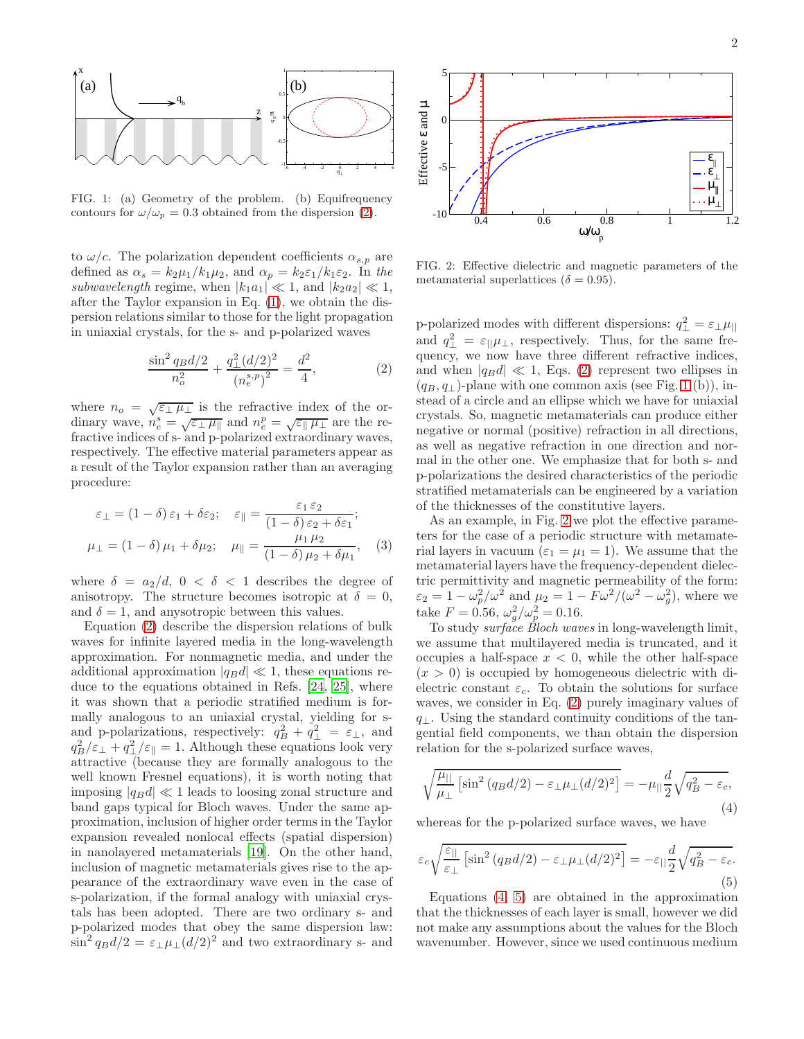FIG. 1: (a) Geometry of the problem. (b) Equifrequency contours for $\omega/\omega_p = 0.3$ obtained from the dispersion (2).

to $\omega/c$. The polarization dependent coefficients $\alpha_{s,p}$ are defined as $\alpha_s = k_2\mu_1/k_1\mu_2$, and $\alpha_p = k_2\varepsilon_1/k_1\varepsilon_2$. In *the subwavelength* regime, when $|k_1 a_1| \ll 1$, and $|k_2 a_2| \ll 1$, after the Taylor expansion in Eq. (1), we obtain the dispersion relations similar to those for the light propagation in uniaxial crystals, for the s- and p-polarized waves

$$\frac{\sin^2 q_B d/2}{n_o^2} + \frac{q_\perp^2 (d/2)^2}{\left(n_e^{s,p}\right)^2} = \frac{d^2}{4}, \tag{2}$$

where $n_o = \sqrt{\varepsilon_\perp \mu_\perp}$ is the refractive index of the ordinary wave, $n_e^s = \sqrt{\varepsilon_\perp \mu_\parallel}$ and $n_e^p = \sqrt{\varepsilon_\parallel \mu_\perp}$ are the refractive indices of s- and p-polarized extraordinary waves, respectively. The effective material parameters appear as a result of the Taylor expansion rather than an averaging procedure:

$$\varepsilon_\perp = (1-\delta)\,\varepsilon_1 + \delta\varepsilon_2; \quad \varepsilon_\parallel = \frac{\varepsilon_1\,\varepsilon_2}{(1-\delta)\,\varepsilon_2 + \delta\varepsilon_1};$$

$$\mu_\perp = (1-\delta)\,\mu_1 + \delta\mu_2; \quad \mu_\parallel = \frac{\mu_1\,\mu_2}{(1-\delta)\,\mu_2 + \delta\mu_1}, \tag{3}$$

where $\delta = a_2/d$, $0 < \delta < 1$ describes the degree of anisotropy. The structure becomes isotropic at $\delta = 0$, and $\delta = 1$, and anysotropic between this values.

Equation (2) describe the dispersion relations of bulk waves for infinite layered media in the long-wavelength approximation. For nonmagnetic media, and under the additional approximation $|q_B d| \ll 1$, these equations reduce to the equations obtained in Refs. [24, 25], where it was shown that a periodic stratified medium is formally analogous to an uniaxial crystal, yielding for s- and p-polarizations, respectively: $q_B^2 + q_\perp^2 = \varepsilon_\perp$, and $q_B^2/\varepsilon_\perp + q_\perp^2/\varepsilon_\parallel = 1$. Although these equations look very attractive (because they are formally analogous to the well known Fresnel equations), it is worth noting that imposing $|q_B d| \ll 1$ leads to loosing zonal structure and band gaps typical for Bloch waves. Under the same approximation, inclusion of higher order terms in the Taylor expansion revealed nonlocal effects (spatial dispersion) in nanolayered metamaterials [19]. On the other hand, inclusion of magnetic metamaterials gives rise to the appearance of the extraordinary wave even in the case of s-polarization, if the formal analogy with uniaxial crystals has been adopted. There are two ordinary s- and p-polarized modes that obey the same dispersion law: $\sin^2 q_B d/2 = \varepsilon_\perp \mu_\perp (d/2)^2$ and two extraordinary s- and p-polarized modes with different dispersions: $q_\perp^2 = \varepsilon_\perp \mu_\parallel$ and $q_\perp^2 = \varepsilon_\parallel \mu_\perp$, respectively. Thus, for the same frequency, we now have three different refractive indices, and when $|q_B d| \ll 1$, Eqs. (2) represent two ellipses in $(q_B, q_\perp)$-plane with one common axis (see Fig. 1 (b)), instead of a circle and an ellipse which we have for uniaxial crystals. So, magnetic metamaterials can produce either negative or normal (positive) refraction in all directions, as well as negative refraction in one direction and normal in the other one. We emphasize that for both s- and p-polarizations the desired characteristics of the periodic stratified metamaterials can be engineered by a variation of the thicknesses of the constitutive layers.

FIG. 2: Effective dielectric and magnetic parameters of the metamaterial superlattices ($\delta = 0.95$).

As an example, in Fig. 2 we plot the effective parameters for the case of a periodic structure with metamaterial layers in vacuum ($\varepsilon_1 = \mu_1 = 1$). We assume that the metamaterial layers have the frequency-dependent dielectric permittivity and magnetic permeability of the form: $\varepsilon_2 = 1 - \omega_p^2/\omega^2$ and $\mu_2 = 1 - F\omega^2/(\omega^2 - \omega_g^2)$, where we take $F = 0.56$, $\omega_g^2/\omega_p^2 = 0.16$.

To study *surface Bloch waves* in long-wavelength limit, we assume that multilayered media is truncated, and it occupies a half-space $x < 0$, while the other half-space ($x > 0$) is occupied by homogeneous dielectric with dielectric constant $\varepsilon_c$. To obtain the solutions for surface waves, we consider in Eq. (2) purely imaginary values of $q_\perp$. Using the standard continuity conditions of the tangential field components, we than obtain the dispersion relation for the s-polarized surface waves,

$$\sqrt{\frac{\mu_\parallel}{\mu_\perp}\left[\sin^2(q_B d/2) - \varepsilon_\perp\mu_\perp (d/2)^2\right]} = -\mu_\parallel \frac{d}{2}\sqrt{q_B^2 - \varepsilon_c}, \tag{4}$$

whereas for the p-polarized surface waves, we have

$$\varepsilon_c\sqrt{\frac{\varepsilon_\parallel}{\varepsilon_\perp}\left[\sin^2(q_B d/2) - \varepsilon_\perp\mu_\perp (d/2)^2\right]} = -\varepsilon_\parallel \frac{d}{2}\sqrt{q_B^2 - \varepsilon_c}. \tag{5}$$

Equations (4, 5) are obtained in the approximation that the thicknesses of each layer is small, however we did not make any assumptions about the values for the Bloch wavenumber. However, since we used continuous medium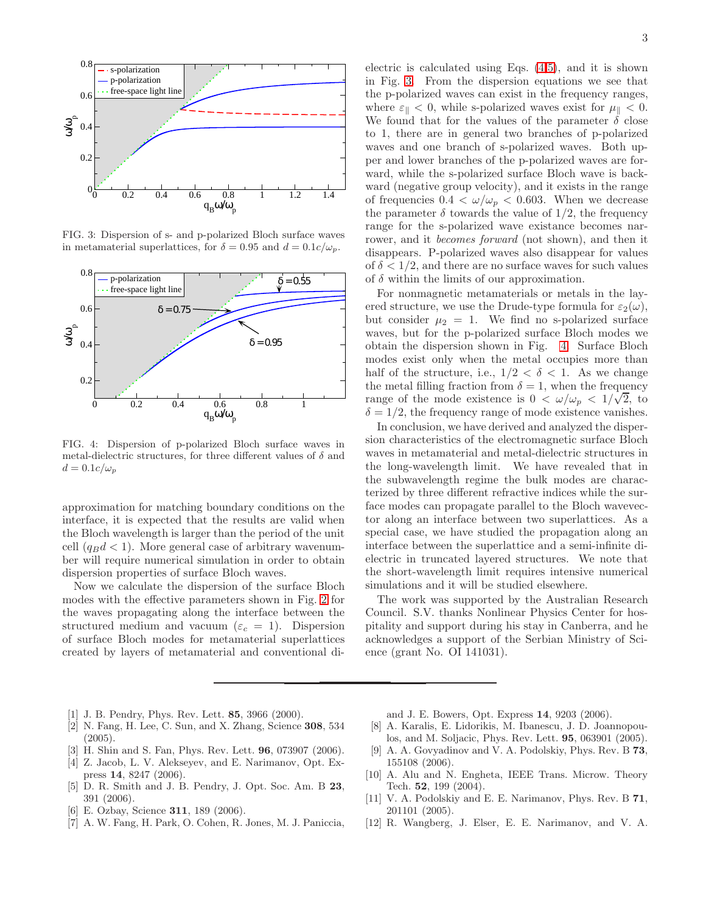FIG. 3: Dispersion of s- and p-polarized Bloch surface waves in metamaterial superlattices, for $\delta = 0.95$ and $d = 0.1c/\omega_p$.

FIG. 4: Dispersion of p-polarized Bloch surface waves in metal-dielectric structures, for three different values of $\delta$ and $d = 0.1c/\omega_p$

approximation for matching boundary conditions on the interface, it is expected that the results are valid when the Bloch wavelength is larger than the period of the unit cell ($q_B d < 1$). More general case of arbitrary wavenumber will require numerical simulation in order to obtain dispersion properties of surface Bloch waves.

Now we calculate the dispersion of the surface Bloch modes with the effective parameters shown in Fig. 2 for the waves propagating along the interface between the structured medium and vacuum ($\varepsilon_c = 1$). Dispersion of surface Bloch modes for metamaterial superlattices created by layers of metamaterial and conventional dielectric is calculated using Eqs. (4,5), and it is shown in Fig. 3. From the dispersion equations we see that the p-polarized waves can exist in the frequency ranges, where $\varepsilon_{\|} < 0$, while s-polarized waves exist for $\mu_{\|} < 0$. We found that for the values of the parameter $\delta$ close to 1, there are in general two branches of p-polarized waves and one branch of s-polarized waves. Both upper and lower branches of the p-polarized waves are forward, while the s-polarized surface Bloch wave is backward (negative group velocity), and it exists in the range of frequencies $0.4 < \omega/\omega_p < 0.603$. When we decrease the parameter $\delta$ towards the value of $1/2$, the frequency range for the s-polarized wave existance becomes narrower, and it *becomes forward* (not shown), and then it disappears. P-polarized waves also disappear for values of $\delta < 1/2$, and there are no surface waves for such values of $\delta$ within the limits of our approximation.

For nonmagnetic metamaterials or metals in the layered structure, we use the Drude-type formula for $\varepsilon_2(\omega)$, but consider $\mu_2 = 1$. We find no s-polarized surface waves, but for the p-polarized surface Bloch modes we obtain the dispersion shown in Fig. 4. Surface Bloch modes exist only when the metal occupies more than half of the structure, i.e., $1/2 < \delta < 1$. As we change the metal filling fraction from $\delta = 1$, when the frequency range of the mode existence is $0 < \omega/\omega_p < 1/\sqrt{2}$, to $\delta = 1/2$, the frequency range of mode existence vanishes.

In conclusion, we have derived and analyzed the dispersion characteristics of the electromagnetic surface Bloch waves in metamaterial and metal-dielectric structures in the long-wavelength limit. We have revealed that in the subwavelength regime the bulk modes are characterized by three different refractive indices while the surface modes can propagate parallel to the Bloch wavevector along an interface between two superlattices. As a special case, we have studied the propagation along an interface between the superlattice and a semi-infinite dielectric in truncated layered structures. We note that the short-wavelength limit requires intensive numerical simulations and it will be studied elsewhere.

The work was supported by the Australian Research Council. S.V. thanks Nonlinear Physics Center for hospitality and support during his stay in Canberra, and he acknowledges a support of the Serbian Ministry of Science (grant No. OI 141031).

---

[1] J. B. Pendry, Phys. Rev. Lett. **85**, 3966 (2000).
[2] N. Fang, H. Lee, C. Sun, and X. Zhang, Science **308**, 534 (2005).
[3] H. Shin and S. Fan, Phys. Rev. Lett. **96**, 073907 (2006).
[4] Z. Jacob, L. V. Alekseyev, and E. Narimanov, Opt. Express **14**, 8247 (2006).
[5] D. R. Smith and J. B. Pendry, J. Opt. Soc. Am. B **23**, 391 (2006).
[6] E. Ozbay, Science **311**, 189 (2006).
[7] A. W. Fang, H. Park, O. Cohen, R. Jones, M. J. Paniccia, and J. E. Bowers, Opt. Express **14**, 9203 (2006).
[8] A. Karalis, E. Lidorikis, M. Ibanescu, J. D. Joannopoulos, and M. Soljacic, Phys. Rev. Lett. **95**, 063901 (2005).
[9] A. A. Govyadinov and V. A. Podolskiy, Phys. Rev. B **73**, 155108 (2006).
[10] A. Alu and N. Engheta, IEEE Trans. Microw. Theory Tech. **52**, 199 (2004).
[11] V. A. Podolskiy and E. E. Narimanov, Phys. Rev. B **71**, 201101 (2005).
[12] R. Wangberg, J. Elser, E. E. Narimanov, and V. A.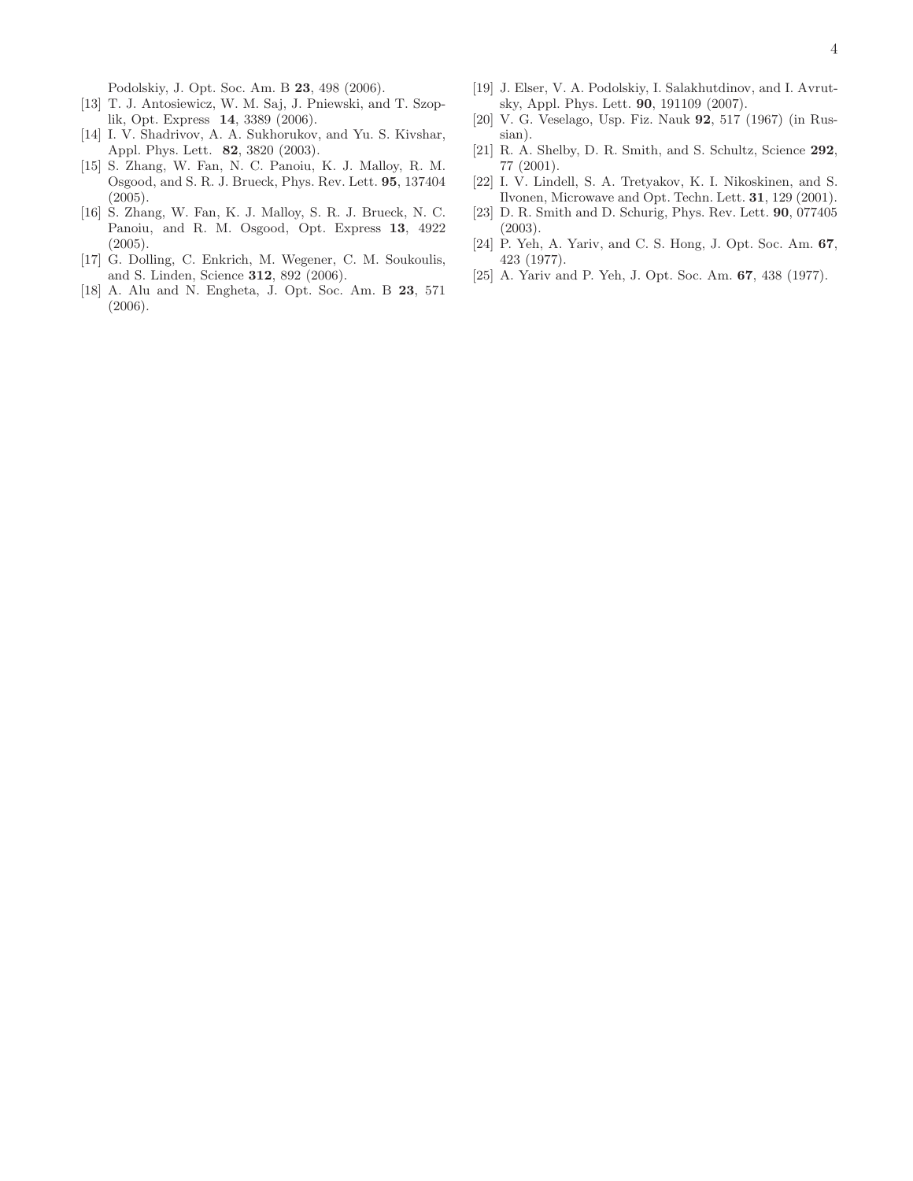Podolskiy, J. Opt. Soc. Am. B **23**, 498 (2006).

[13] T. J. Antosiewicz, W. M. Saj, J. Pniewski, and T. Szoplik, Opt. Express **14**, 3389 (2006).

[14] I. V. Shadrivov, A. A. Sukhorukov, and Yu. S. Kivshar, Appl. Phys. Lett. **82**, 3820 (2003).

[15] S. Zhang, W. Fan, N. C. Panoiu, K. J. Malloy, R. M. Osgood, and S. R. J. Brueck, Phys. Rev. Lett. **95**, 137404 (2005).

[16] S. Zhang, W. Fan, K. J. Malloy, S. R. J. Brueck, N. C. Panoiu, and R. M. Osgood, Opt. Express **13**, 4922 (2005).

[17] G. Dolling, C. Enkrich, M. Wegener, C. M. Soukoulis, and S. Linden, Science **312**, 892 (2006).

[18] A. Alu and N. Engheta, J. Opt. Soc. Am. B **23**, 571 (2006).

[19] J. Elser, V. A. Podolskiy, I. Salakhutdinov, and I. Avrutsky, Appl. Phys. Lett. **90**, 191109 (2007).

[20] V. G. Veselago, Usp. Fiz. Nauk **92**, 517 (1967) (in Russian).

[21] R. A. Shelby, D. R. Smith, and S. Schultz, Science **292**, 77 (2001).

[22] I. V. Lindell, S. A. Tretyakov, K. I. Nikoskinen, and S. Ilvonen, Microwave and Opt. Techn. Lett. **31**, 129 (2001).

[23] D. R. Smith and D. Schurig, Phys. Rev. Lett. **90**, 077405 (2003).

[24] P. Yeh, A. Yariv, and C. S. Hong, J. Opt. Soc. Am. **67**, 423 (1977).

[25] A. Yariv and P. Yeh, J. Opt. Soc. Am. **67**, 438 (1977).